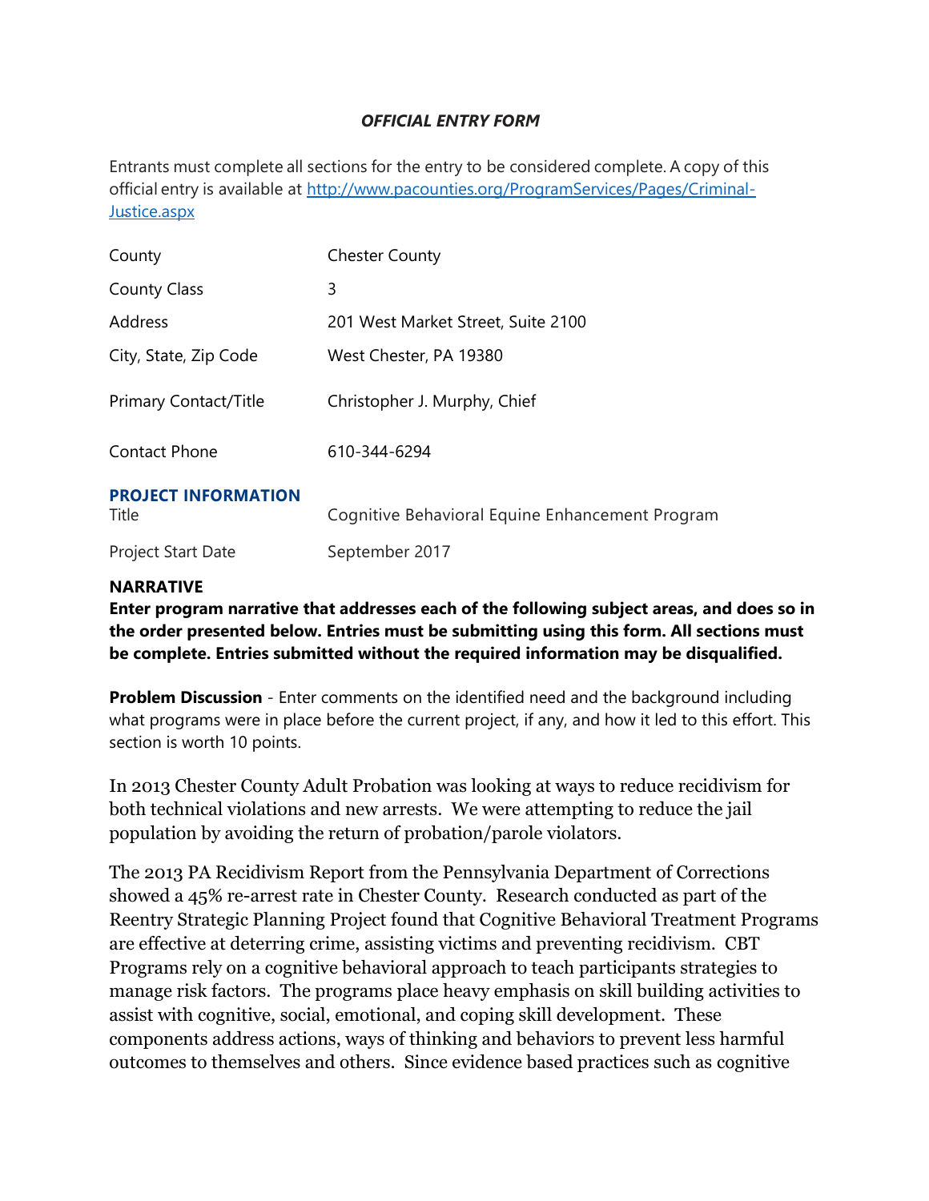***OFFICIAL ENTRY FORM***

Entrants must complete all sections for the entry to be considered complete. A copy of this official entry is available at [http://www.pacounties.org/ProgramServices/Pages/Criminal-Justice.aspx](http://www.pacounties.org/ProgramServices/Pages/Criminal-Justice.aspx)

| | |
|---|---|
| County | Chester County |
| County Class | 3 |
| Address | 201 West Market Street, Suite 2100 |
| City, State, Zip Code | West Chester, PA 19380 |
| Primary Contact/Title | Christopher J. Murphy, Chief |
| Contact Phone | 610-344-6294 |

**PROJECT INFORMATION**

| | |
|---|---|
| Title | Cognitive Behavioral Equine Enhancement Program |
| Project Start Date | September 2017 |

**NARRATIVE**

**Enter program narrative that addresses each of the following subject areas, and does so in the order presented below. Entries must be submitting using this form. All sections must be complete. Entries submitted without the required information may be disqualified.**

**Problem Discussion** - Enter comments on the identified need and the background including what programs were in place before the current project, if any, and how it led to this effort. This section is worth 10 points.

In 2013 Chester County Adult Probation was looking at ways to reduce recidivism for both technical violations and new arrests. We were attempting to reduce the jail population by avoiding the return of probation/parole violators.

The 2013 PA Recidivism Report from the Pennsylvania Department of Corrections showed a 45% re-arrest rate in Chester County. Research conducted as part of the Reentry Strategic Planning Project found that Cognitive Behavioral Treatment Programs are effective at deterring crime, assisting victims and preventing recidivism. CBT Programs rely on a cognitive behavioral approach to teach participants strategies to manage risk factors. The programs place heavy emphasis on skill building activities to assist with cognitive, social, emotional, and coping skill development. These components address actions, ways of thinking and behaviors to prevent less harmful outcomes to themselves and others. Since evidence based practices such as cognitive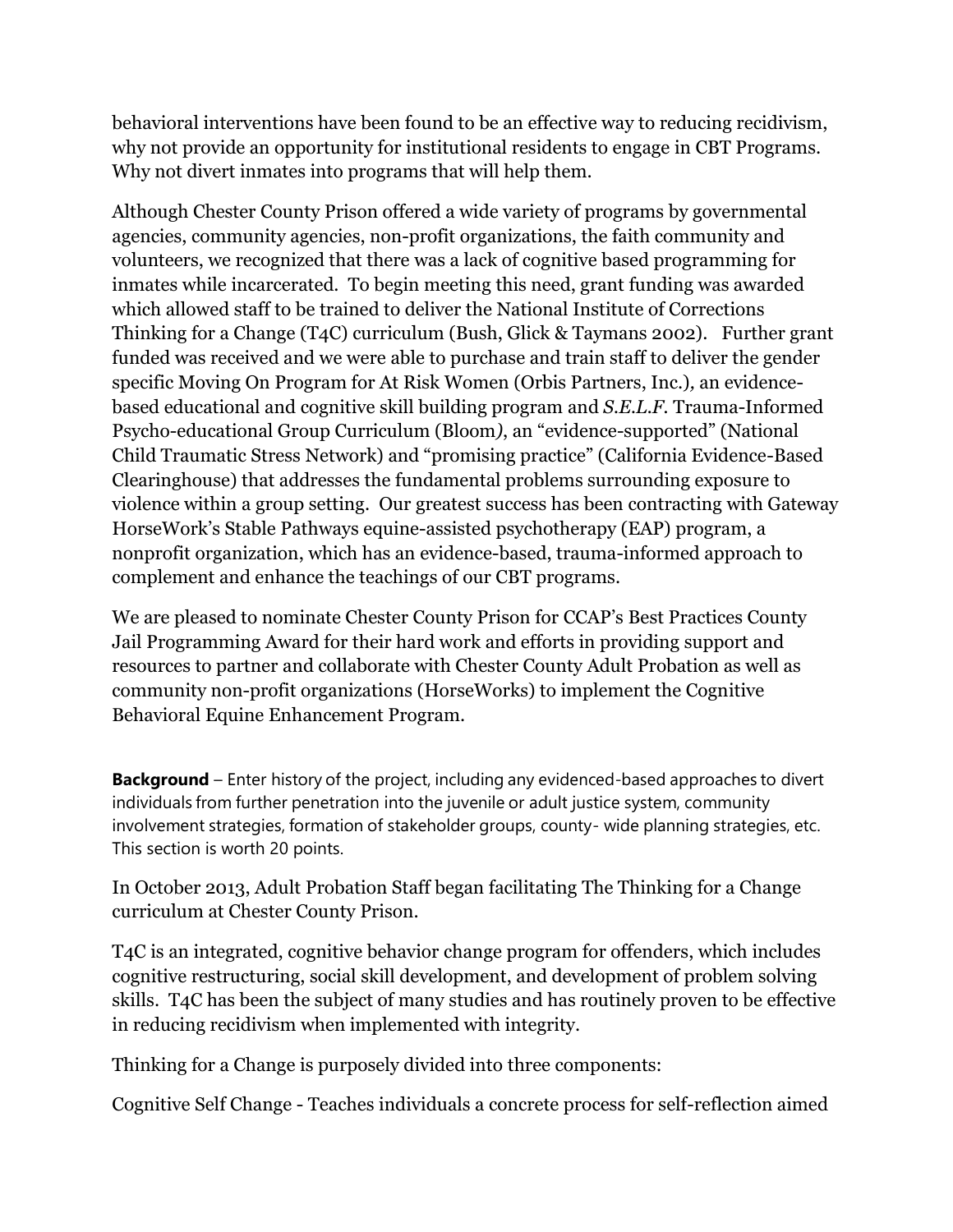behavioral interventions have been found to be an effective way to reducing recidivism, why not provide an opportunity for institutional residents to engage in CBT Programs. Why not divert inmates into programs that will help them.

Although Chester County Prison offered a wide variety of programs by governmental agencies, community agencies, non-profit organizations, the faith community and volunteers, we recognized that there was a lack of cognitive based programming for inmates while incarcerated. To begin meeting this need, grant funding was awarded which allowed staff to be trained to deliver the National Institute of Corrections Thinking for a Change (T4C) curriculum (Bush, Glick & Taymans 2002). Further grant funded was received and we were able to purchase and train staff to deliver the gender specific Moving On Program for At Risk Women (Orbis Partners, Inc.), an evidence-based educational and cognitive skill building program and *S.E.L.F.* Trauma-Informed Psycho-educational Group Curriculum (Bloom), an "evidence-supported" (National Child Traumatic Stress Network) and "promising practice" (California Evidence-Based Clearinghouse) that addresses the fundamental problems surrounding exposure to violence within a group setting. Our greatest success has been contracting with Gateway HorseWork's Stable Pathways equine-assisted psychotherapy (EAP) program, a nonprofit organization, which has an evidence-based, trauma-informed approach to complement and enhance the teachings of our CBT programs.

We are pleased to nominate Chester County Prison for CCAP's Best Practices County Jail Programming Award for their hard work and efforts in providing support and resources to partner and collaborate with Chester County Adult Probation as well as community non-profit organizations (HorseWorks) to implement the Cognitive Behavioral Equine Enhancement Program.

**Background** – Enter history of the project, including any evidenced-based approaches to divert individuals from further penetration into the juvenile or adult justice system, community involvement strategies, formation of stakeholder groups, county- wide planning strategies, etc. This section is worth 20 points.

In October 2013, Adult Probation Staff began facilitating The Thinking for a Change curriculum at Chester County Prison.

T4C is an integrated, cognitive behavior change program for offenders, which includes cognitive restructuring, social skill development, and development of problem solving skills. T4C has been the subject of many studies and has routinely proven to be effective in reducing recidivism when implemented with integrity.

Thinking for a Change is purposely divided into three components:

Cognitive Self Change - Teaches individuals a concrete process for self-reflection aimed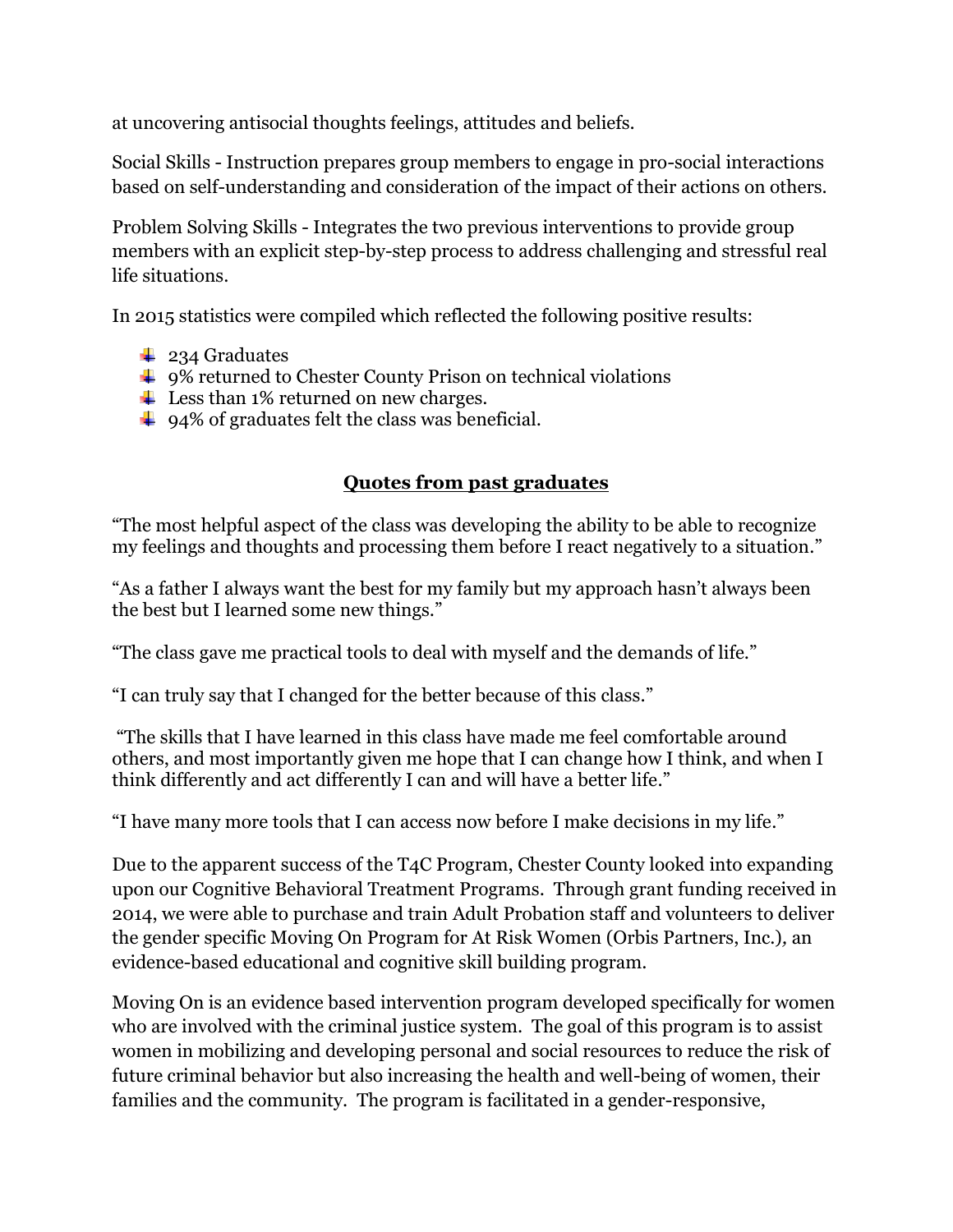at uncovering antisocial thoughts feelings, attitudes and beliefs.

Social Skills - Instruction prepares group members to engage in pro-social interactions based on self-understanding and consideration of the impact of their actions on others.

Problem Solving Skills - Integrates the two previous interventions to provide group members with an explicit step-by-step process to address challenging and stressful real life situations.

In 2015 statistics were compiled which reflected the following positive results:

- 234 Graduates
- 9% returned to Chester County Prison on technical violations
- Less than 1% returned on new charges.
- 94% of graduates felt the class was beneficial.

## Quotes from past graduates

"The most helpful aspect of the class was developing the ability to be able to recognize my feelings and thoughts and processing them before I react negatively to a situation."

"As a father I always want the best for my family but my approach hasn't always been the best but I learned some new things."

"The class gave me practical tools to deal with myself and the demands of life."

"I can truly say that I changed for the better because of this class."

"The skills that I have learned in this class have made me feel comfortable around others, and most importantly given me hope that I can change how I think, and when I think differently and act differently I can and will have a better life."

"I have many more tools that I can access now before I make decisions in my life."

Due to the apparent success of the T4C Program, Chester County looked into expanding upon our Cognitive Behavioral Treatment Programs. Through grant funding received in 2014, we were able to purchase and train Adult Probation staff and volunteers to deliver the gender specific Moving On Program for At Risk Women (Orbis Partners, Inc.)*,* an evidence-based educational and cognitive skill building program.

Moving On is an evidence based intervention program developed specifically for women who are involved with the criminal justice system. The goal of this program is to assist women in mobilizing and developing personal and social resources to reduce the risk of future criminal behavior but also increasing the health and well-being of women, their families and the community. The program is facilitated in a gender-responsive,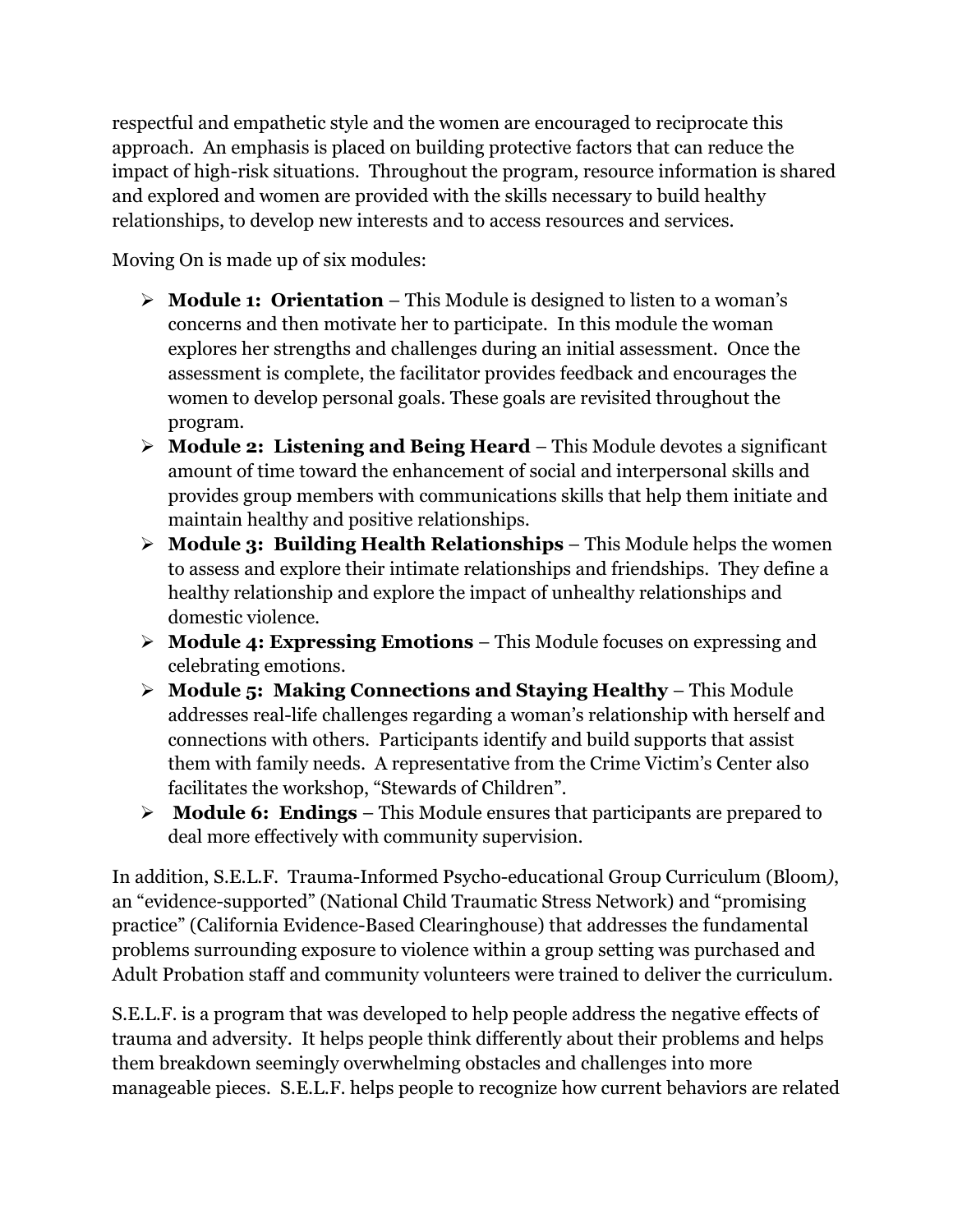respectful and empathetic style and the women are encouraged to reciprocate this approach. An emphasis is placed on building protective factors that can reduce the impact of high-risk situations. Throughout the program, resource information is shared and explored and women are provided with the skills necessary to build healthy relationships, to develop new interests and to access resources and services.

Moving On is made up of six modules:

- **Module 1: Orientation** – This Module is designed to listen to a woman's concerns and then motivate her to participate. In this module the woman explores her strengths and challenges during an initial assessment. Once the assessment is complete, the facilitator provides feedback and encourages the women to develop personal goals. These goals are revisited throughout the program.
- **Module 2: Listening and Being Heard** – This Module devotes a significant amount of time toward the enhancement of social and interpersonal skills and provides group members with communications skills that help them initiate and maintain healthy and positive relationships.
- **Module 3: Building Health Relationships** – This Module helps the women to assess and explore their intimate relationships and friendships. They define a healthy relationship and explore the impact of unhealthy relationships and domestic violence.
- **Module 4: Expressing Emotions** – This Module focuses on expressing and celebrating emotions.
- **Module 5: Making Connections and Staying Healthy** – This Module addresses real-life challenges regarding a woman's relationship with herself and connections with others. Participants identify and build supports that assist them with family needs. A representative from the Crime Victim's Center also facilitates the workshop, "Stewards of Children".
- **Module 6: Endings** – This Module ensures that participants are prepared to deal more effectively with community supervision.

In addition, S.E.L.F. Trauma-Informed Psycho-educational Group Curriculum (Bloom*)*, an "evidence-supported" (National Child Traumatic Stress Network) and "promising practice" (California Evidence-Based Clearinghouse) that addresses the fundamental problems surrounding exposure to violence within a group setting was purchased and Adult Probation staff and community volunteers were trained to deliver the curriculum.

S.E.L.F. is a program that was developed to help people address the negative effects of trauma and adversity. It helps people think differently about their problems and helps them breakdown seemingly overwhelming obstacles and challenges into more manageable pieces. S.E.L.F. helps people to recognize how current behaviors are related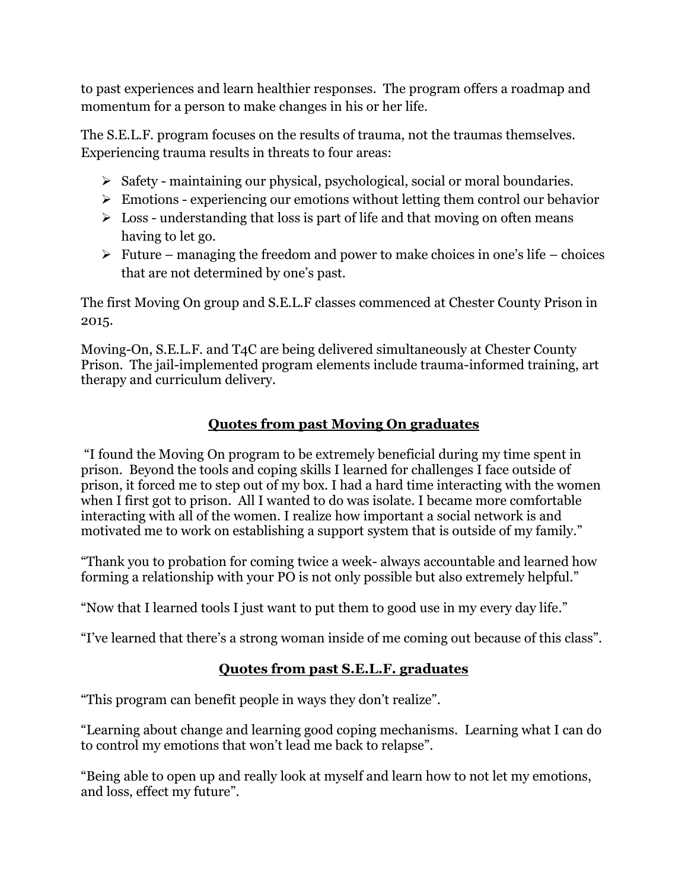to past experiences and learn healthier responses. The program offers a roadmap and momentum for a person to make changes in his or her life.

The S.E.L.F. program focuses on the results of trauma, not the traumas themselves. Experiencing trauma results in threats to four areas:

- Safety - maintaining our physical, psychological, social or moral boundaries.
- Emotions - experiencing our emotions without letting them control our behavior
- Loss - understanding that loss is part of life and that moving on often means having to let go.
- Future – managing the freedom and power to make choices in one's life – choices that are not determined by one's past.

The first Moving On group and S.E.L.F classes commenced at Chester County Prison in 2015.

Moving-On, S.E.L.F. and T4C are being delivered simultaneously at Chester County Prison. The jail-implemented program elements include trauma-informed training, art therapy and curriculum delivery.

## Quotes from past Moving On graduates

"I found the Moving On program to be extremely beneficial during my time spent in prison. Beyond the tools and coping skills I learned for challenges I face outside of prison, it forced me to step out of my box. I had a hard time interacting with the women when I first got to prison. All I wanted to do was isolate. I became more comfortable interacting with all of the women. I realize how important a social network is and motivated me to work on establishing a support system that is outside of my family."

"Thank you to probation for coming twice a week- always accountable and learned how forming a relationship with your PO is not only possible but also extremely helpful."

"Now that I learned tools I just want to put them to good use in my every day life."

"I've learned that there's a strong woman inside of me coming out because of this class".

## Quotes from past S.E.L.F. graduates

"This program can benefit people in ways they don't realize".

"Learning about change and learning good coping mechanisms. Learning what I can do to control my emotions that won't lead me back to relapse".

"Being able to open up and really look at myself and learn how to not let my emotions, and loss, effect my future".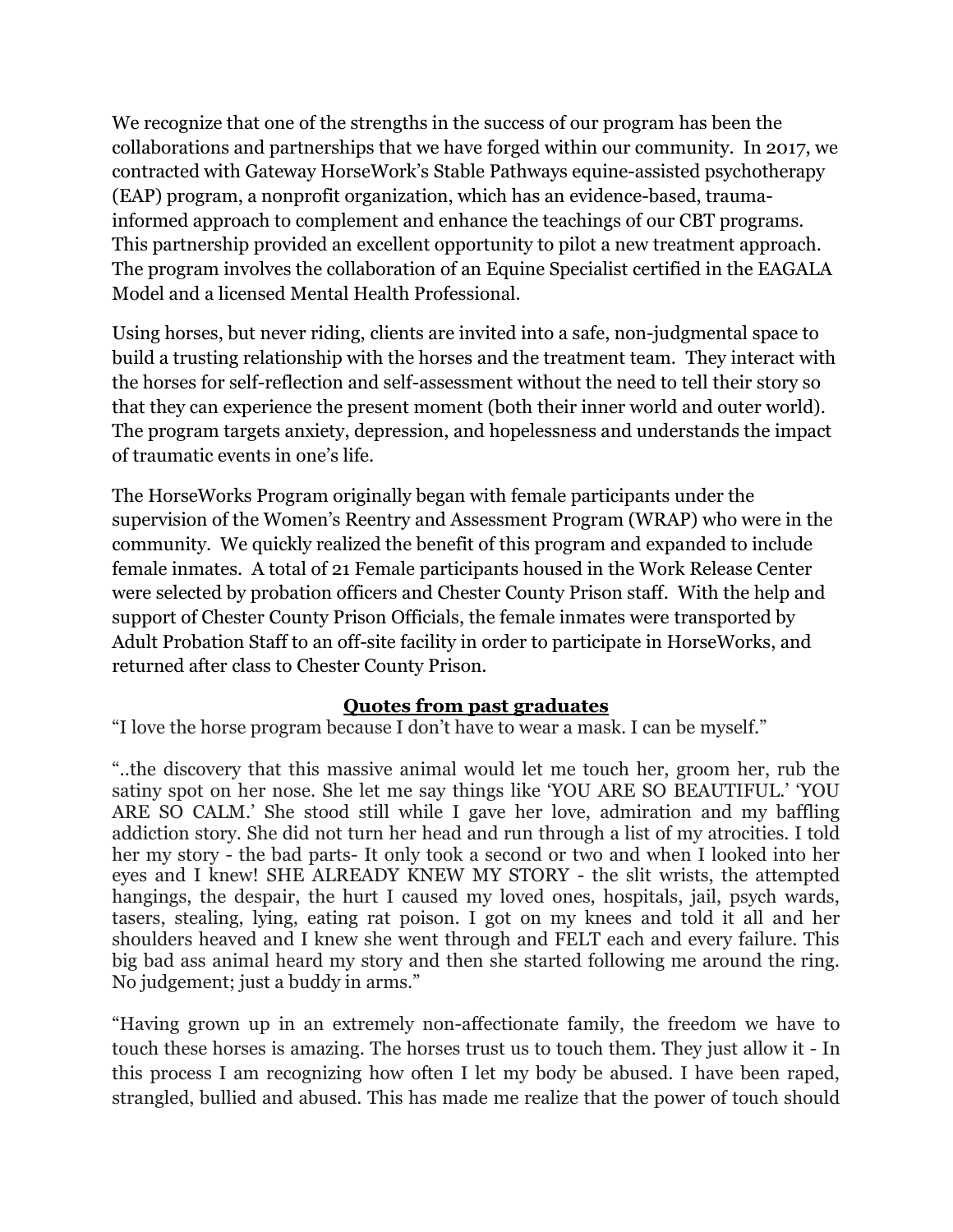We recognize that one of the strengths in the success of our program has been the collaborations and partnerships that we have forged within our community. In 2017, we contracted with Gateway HorseWork's Stable Pathways equine-assisted psychotherapy (EAP) program, a nonprofit organization, which has an evidence-based, trauma-informed approach to complement and enhance the teachings of our CBT programs. This partnership provided an excellent opportunity to pilot a new treatment approach. The program involves the collaboration of an Equine Specialist certified in the EAGALA Model and a licensed Mental Health Professional.

Using horses, but never riding, clients are invited into a safe, non-judgmental space to build a trusting relationship with the horses and the treatment team. They interact with the horses for self-reflection and self-assessment without the need to tell their story so that they can experience the present moment (both their inner world and outer world). The program targets anxiety, depression, and hopelessness and understands the impact of traumatic events in one's life.

The HorseWorks Program originally began with female participants under the supervision of the Women's Reentry and Assessment Program (WRAP) who were in the community. We quickly realized the benefit of this program and expanded to include female inmates. A total of 21 Female participants housed in the Work Release Center were selected by probation officers and Chester County Prison staff. With the help and support of Chester County Prison Officials, the female inmates were transported by Adult Probation Staff to an off-site facility in order to participate in HorseWorks, and returned after class to Chester County Prison.

**<u>Quotes from past graduates</u>**

"I love the horse program because I don't have to wear a mask. I can be myself."

"..the discovery that this massive animal would let me touch her, groom her, rub the satiny spot on her nose. She let me say things like 'YOU ARE SO BEAUTIFUL.' 'YOU ARE SO CALM.' She stood still while I gave her love, admiration and my baffling addiction story. She did not turn her head and run through a list of my atrocities. I told her my story - the bad parts- It only took a second or two and when I looked into her eyes and I knew! SHE ALREADY KNEW MY STORY - the slit wrists, the attempted hangings, the despair, the hurt I caused my loved ones, hospitals, jail, psych wards, tasers, stealing, lying, eating rat poison. I got on my knees and told it all and her shoulders heaved and I knew she went through and FELT each and every failure. This big bad ass animal heard my story and then she started following me around the ring. No judgement; just a buddy in arms."

"Having grown up in an extremely non-affectionate family, the freedom we have to touch these horses is amazing. The horses trust us to touch them. They just allow it - In this process I am recognizing how often I let my body be abused. I have been raped, strangled, bullied and abused. This has made me realize that the power of touch should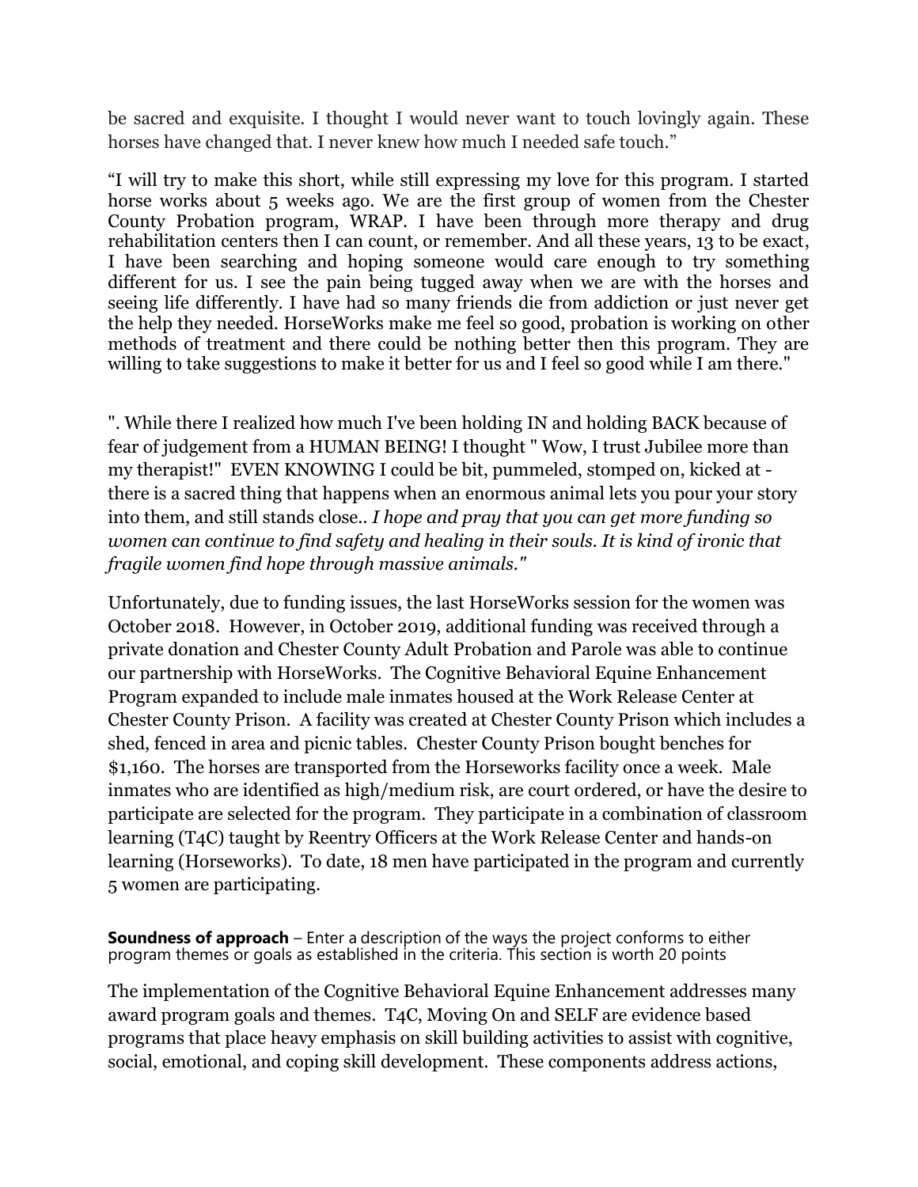be sacred and exquisite. I thought I would never want to touch lovingly again. These horses have changed that. I never knew how much I needed safe touch."

"I will try to make this short, while still expressing my love for this program. I started horse works about 5 weeks ago. We are the first group of women from the Chester County Probation program, WRAP. I have been through more therapy and drug rehabilitation centers then I can count, or remember. And all these years, 13 to be exact, I have been searching and hoping someone would care enough to try something different for us. I see the pain being tugged away when we are with the horses and seeing life differently. I have had so many friends die from addiction or just never get the help they needed. HorseWorks make me feel so good, probation is working on other methods of treatment and there could be nothing better then this program. They are willing to take suggestions to make it better for us and I feel so good while I am there."

". While there I realized how much I've been holding IN and holding BACK because of fear of judgement from a HUMAN BEING! I thought " Wow, I trust Jubilee more than my therapist!" EVEN KNOWING I could be bit, pummeled, stomped on, kicked at - there is a sacred thing that happens when an enormous animal lets you pour your story into them, and still stands close.. *I hope and pray that you can get more funding so women can continue to find safety and healing in their souls. It is kind of ironic that fragile women find hope through massive animals."*

Unfortunately, due to funding issues, the last HorseWorks session for the women was October 2018. However, in October 2019, additional funding was received through a private donation and Chester County Adult Probation and Parole was able to continue our partnership with HorseWorks. The Cognitive Behavioral Equine Enhancement Program expanded to include male inmates housed at the Work Release Center at Chester County Prison. A facility was created at Chester County Prison which includes a shed, fenced in area and picnic tables. Chester County Prison bought benches for $1,160. The horses are transported from the Horseworks facility once a week. Male inmates who are identified as high/medium risk, are court ordered, or have the desire to participate are selected for the program. They participate in a combination of classroom learning (T4C) taught by Reentry Officers at the Work Release Center and hands-on learning (Horseworks). To date, 18 men have participated in the program and currently 5 women are participating.

**Soundness of approach** – Enter a description of the ways the project conforms to either program themes or goals as established in the criteria. This section is worth 20 points

The implementation of the Cognitive Behavioral Equine Enhancement addresses many award program goals and themes. T4C, Moving On and SELF are evidence based programs that place heavy emphasis on skill building activities to assist with cognitive, social, emotional, and coping skill development. These components address actions,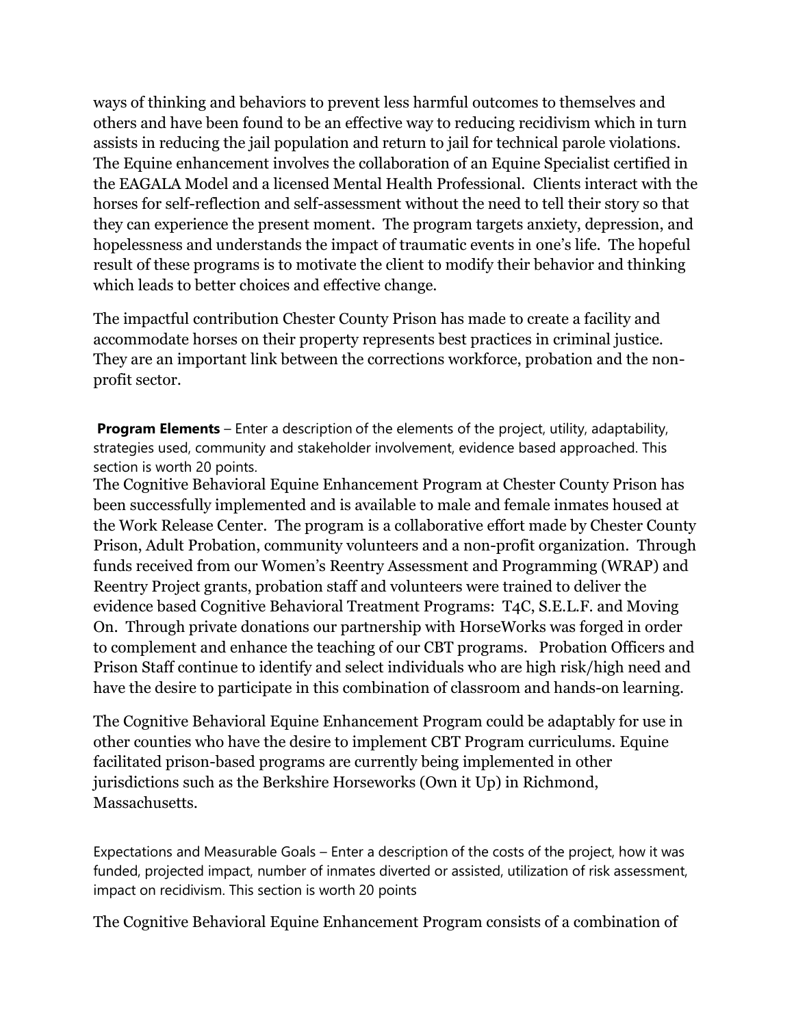ways of thinking and behaviors to prevent less harmful outcomes to themselves and others and have been found to be an effective way to reducing recidivism which in turn assists in reducing the jail population and return to jail for technical parole violations. The Equine enhancement involves the collaboration of an Equine Specialist certified in the EAGALA Model and a licensed Mental Health Professional. Clients interact with the horses for self-reflection and self-assessment without the need to tell their story so that they can experience the present moment. The program targets anxiety, depression, and hopelessness and understands the impact of traumatic events in one's life. The hopeful result of these programs is to motivate the client to modify their behavior and thinking which leads to better choices and effective change.

The impactful contribution Chester County Prison has made to create a facility and accommodate horses on their property represents best practices in criminal justice. They are an important link between the corrections workforce, probation and the non-profit sector.

**Program Elements** – Enter a description of the elements of the project, utility, adaptability, strategies used, community and stakeholder involvement, evidence based approached. This section is worth 20 points.

The Cognitive Behavioral Equine Enhancement Program at Chester County Prison has been successfully implemented and is available to male and female inmates housed at the Work Release Center. The program is a collaborative effort made by Chester County Prison, Adult Probation, community volunteers and a non-profit organization. Through funds received from our Women's Reentry Assessment and Programming (WRAP) and Reentry Project grants, probation staff and volunteers were trained to deliver the evidence based Cognitive Behavioral Treatment Programs: T4C, S.E.L.F. and Moving On. Through private donations our partnership with HorseWorks was forged in order to complement and enhance the teaching of our CBT programs. Probation Officers and Prison Staff continue to identify and select individuals who are high risk/high need and have the desire to participate in this combination of classroom and hands-on learning.

The Cognitive Behavioral Equine Enhancement Program could be adaptably for use in other counties who have the desire to implement CBT Program curriculums. Equine facilitated prison-based programs are currently being implemented in other jurisdictions such as the Berkshire Horseworks (Own it Up) in Richmond, Massachusetts.

Expectations and Measurable Goals – Enter a description of the costs of the project, how it was funded, projected impact, number of inmates diverted or assisted, utilization of risk assessment, impact on recidivism. This section is worth 20 points

The Cognitive Behavioral Equine Enhancement Program consists of a combination of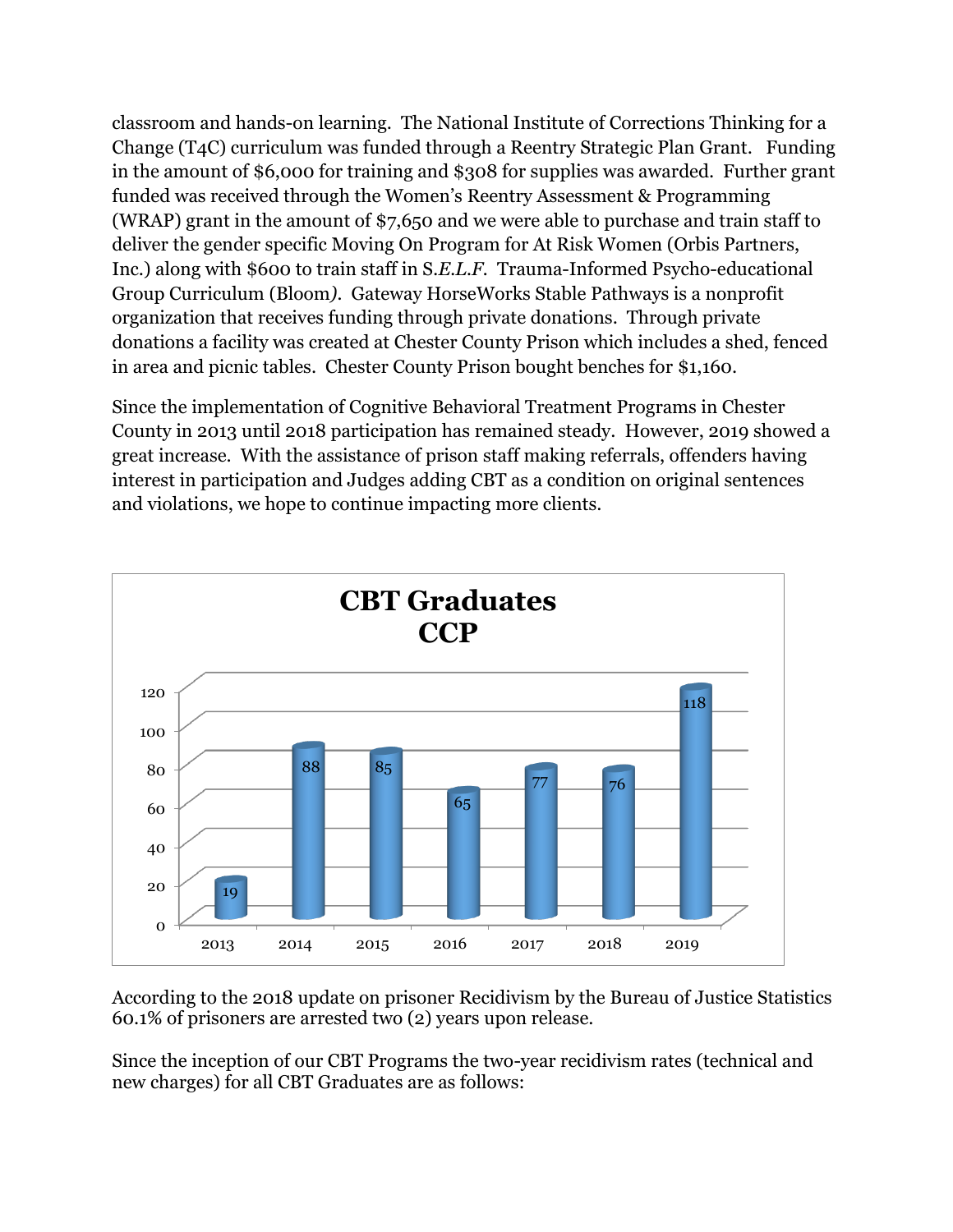classroom and hands-on learning. The National Institute of Corrections Thinking for a Change (T4C) curriculum was funded through a Reentry Strategic Plan Grant. Funding in the amount of $6,000 for training and $308 for supplies was awarded. Further grant funded was received through the Women's Reentry Assessment & Programming (WRAP) grant in the amount of $7,650 and we were able to purchase and train staff to deliver the gender specific Moving On Program for At Risk Women (Orbis Partners, Inc.) along with $600 to train staff in S.*E.L.F.* Trauma-Informed Psycho-educational Group Curriculum (Bloom*)*. Gateway HorseWorks Stable Pathways is a nonprofit organization that receives funding through private donations. Through private donations a facility was created at Chester County Prison which includes a shed, fenced in area and picnic tables. Chester County Prison bought benches for $1,160.

Since the implementation of Cognitive Behavioral Treatment Programs in Chester County in 2013 until 2018 participation has remained steady. However, 2019 showed a great increase. With the assistance of prison staff making referrals, offenders having interest in participation and Judges adding CBT as a condition on original sentences and violations, we hope to continue impacting more clients.

**CBT Graduates CCP**

| Year | Graduates |
|---|---|
| 2013 | 19 |
| 2014 | 88 |
| 2015 | 85 |
| 2016 | 65 |
| 2017 | 77 |
| 2018 | 76 |
| 2019 | 118 |

According to the 2018 update on prisoner Recidivism by the Bureau of Justice Statistics 60.1% of prisoners are arrested two (2) years upon release.

Since the inception of our CBT Programs the two-year recidivism rates (technical and new charges) for all CBT Graduates are as follows: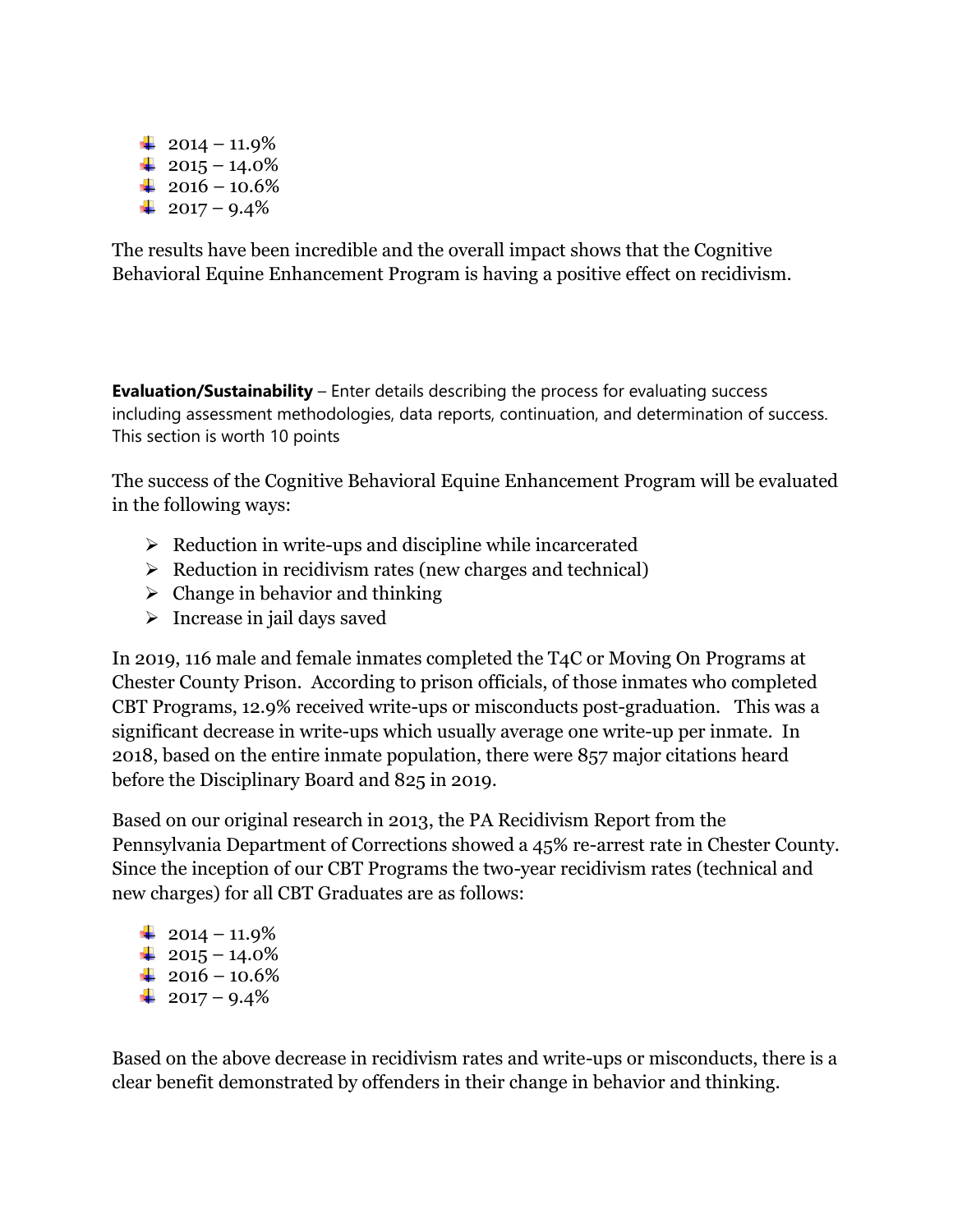- 2014 – 11.9%
- 2015 – 14.0%
- 2016 – 10.6%
- 2017 – 9.4%

The results have been incredible and the overall impact shows that the Cognitive Behavioral Equine Enhancement Program is having a positive effect on recidivism.

**Evaluation/Sustainability** – Enter details describing the process for evaluating success including assessment methodologies, data reports, continuation, and determination of success. This section is worth 10 points

The success of the Cognitive Behavioral Equine Enhancement Program will be evaluated in the following ways:

- Reduction in write-ups and discipline while incarcerated
- Reduction in recidivism rates (new charges and technical)
- Change in behavior and thinking
- Increase in jail days saved

In 2019, 116 male and female inmates completed the T4C or Moving On Programs at Chester County Prison. According to prison officials, of those inmates who completed CBT Programs, 12.9% received write-ups or misconducts post-graduation. This was a significant decrease in write-ups which usually average one write-up per inmate. In 2018, based on the entire inmate population, there were 857 major citations heard before the Disciplinary Board and 825 in 2019.

Based on our original research in 2013, the PA Recidivism Report from the Pennsylvania Department of Corrections showed a 45% re-arrest rate in Chester County. Since the inception of our CBT Programs the two-year recidivism rates (technical and new charges) for all CBT Graduates are as follows:

- 2014 – 11.9%
- 2015 – 14.0%
- 2016 – 10.6%
- 2017 – 9.4%

Based on the above decrease in recidivism rates and write-ups or misconducts, there is a clear benefit demonstrated by offenders in their change in behavior and thinking.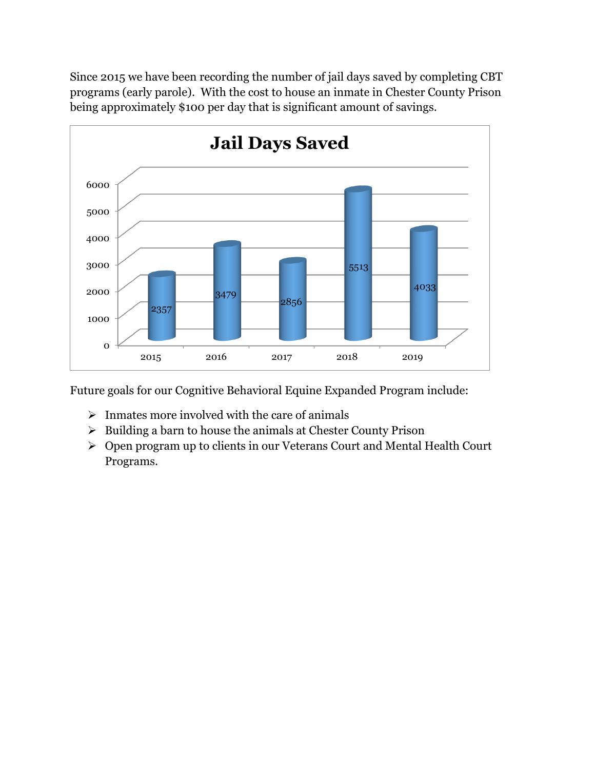Since 2015 we have been recording the number of jail days saved by completing CBT programs (early parole). With the cost to house an inmate in Chester County Prison being approximately $100 per day that is significant amount of savings.

**Jail Days Saved**

| Year | Jail Days Saved |
|---|---|
| 2015 | 2357 |
| 2016 | 3479 |
| 2017 | 2856 |
| 2018 | 5513 |
| 2019 | 4033 |

Future goals for our Cognitive Behavioral Equine Expanded Program include:

- Inmates more involved with the care of animals
- Building a barn to house the animals at Chester County Prison
- Open program up to clients in our Veterans Court and Mental Health Court Programs.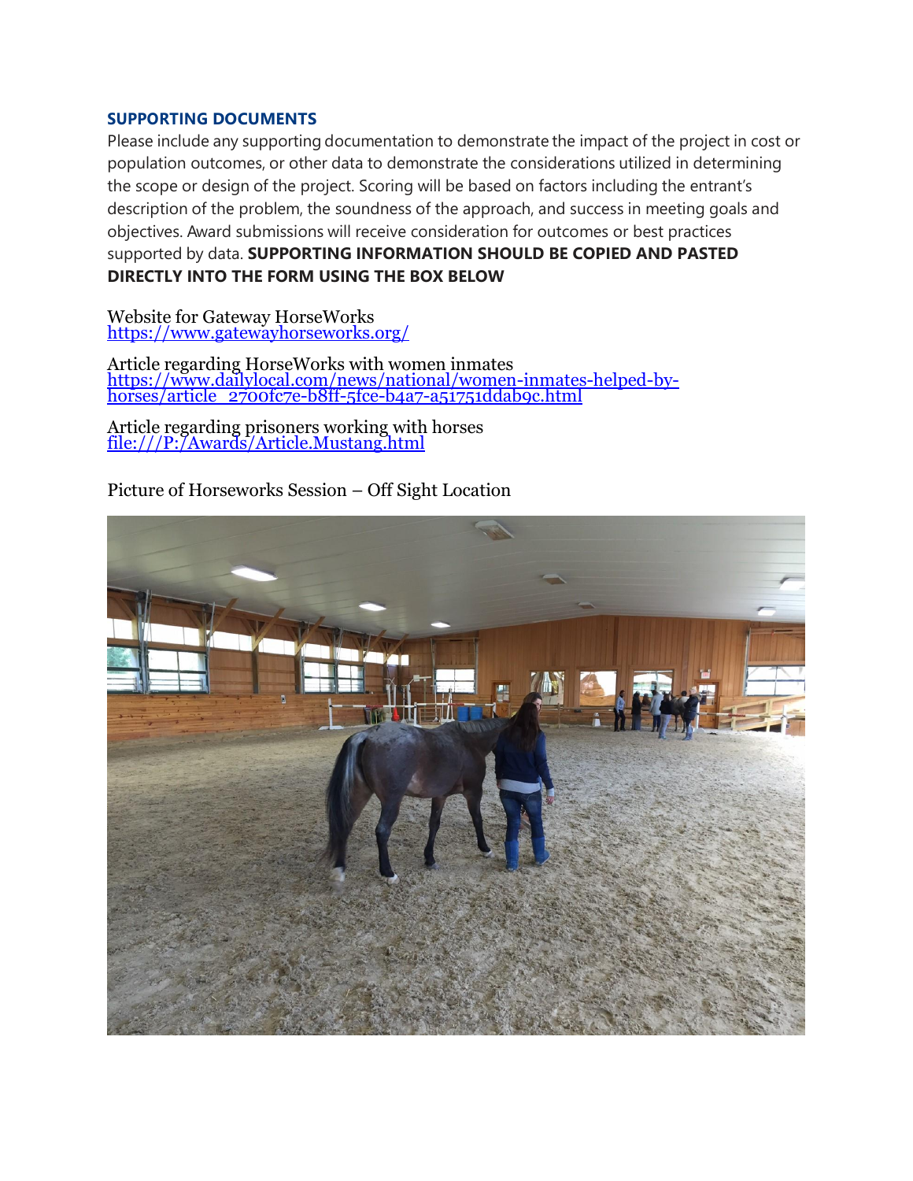## SUPPORTING DOCUMENTS

Please include any supporting documentation to demonstrate the impact of the project in cost or population outcomes, or other data to demonstrate the considerations utilized in determining the scope or design of the project. Scoring will be based on factors including the entrant's description of the problem, the soundness of the approach, and success in meeting goals and objectives. Award submissions will receive consideration for outcomes or best practices supported by data. **SUPPORTING INFORMATION SHOULD BE COPIED AND PASTED DIRECTLY INTO THE FORM USING THE BOX BELOW**

Website for Gateway HorseWorks
https://www.gatewayhorseworks.org/

Article regarding HorseWorks with women inmates
https://www.dailylocal.com/news/national/women-inmates-helped-by-horses/article_2700fc7e-b8ff-5fce-b4a7-a51751ddab9c.html

Article regarding prisoners working with horses
file:///P:/Awards/Article.Mustang.html

Picture of Horseworks Session – Off Sight Location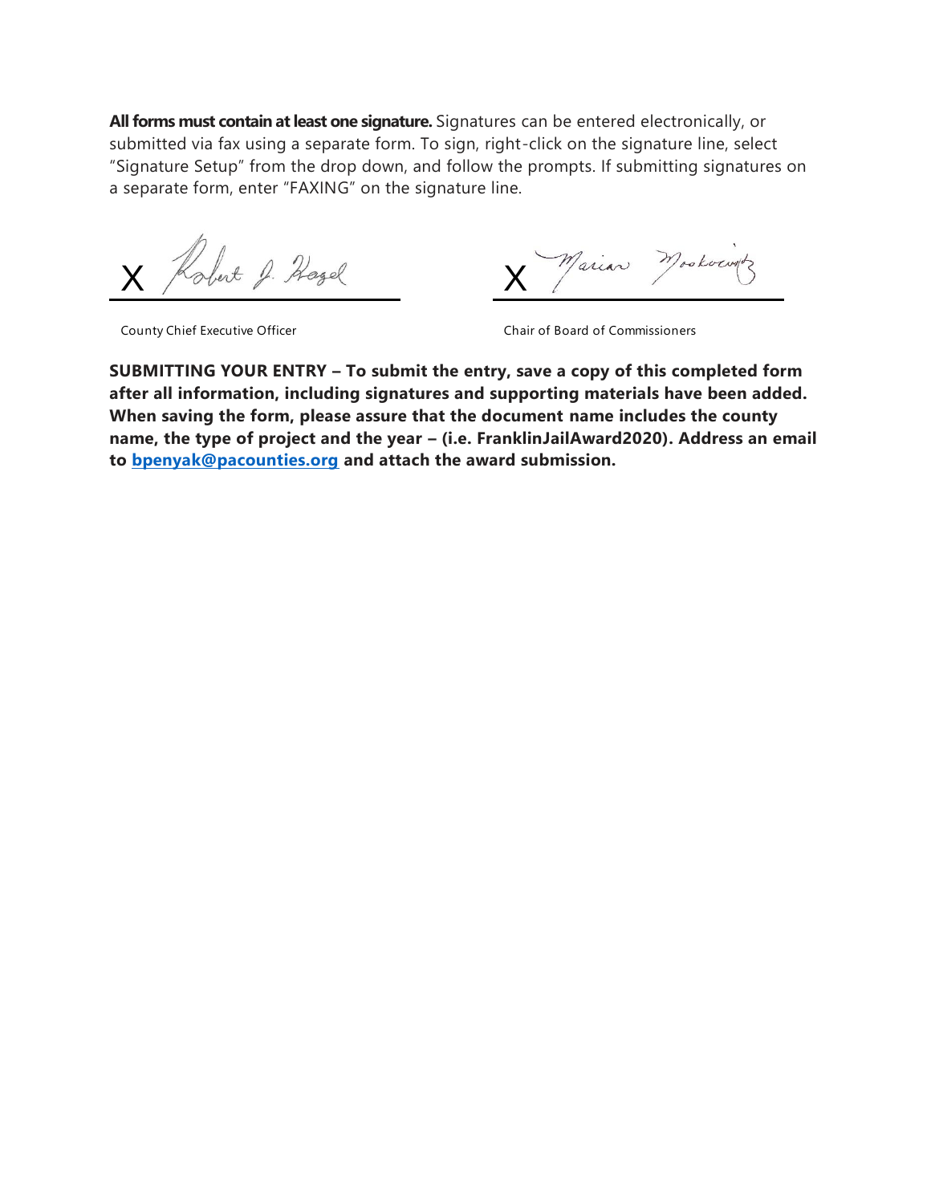**All forms must contain at least one signature.** Signatures can be entered electronically, or submitted via fax using a separate form. To sign, right-click on the signature line, select "Signature Setup" from the drop down, and follow the prompts. If submitting signatures on a separate form, enter "FAXING" on the signature line.

X Robert J. Hagel

County Chief Executive Officer

X Marian Moskowitz

Chair of Board of Commissioners

**SUBMITTING YOUR ENTRY – To submit the entry, save a copy of this completed form after all information, including signatures and supporting materials have been added. When saving the form, please assure that the document name includes the county name, the type of project and the year – (i.e. FranklinJailAward2020). Address an email to bpenyak@pacounties.org and attach the award submission.**